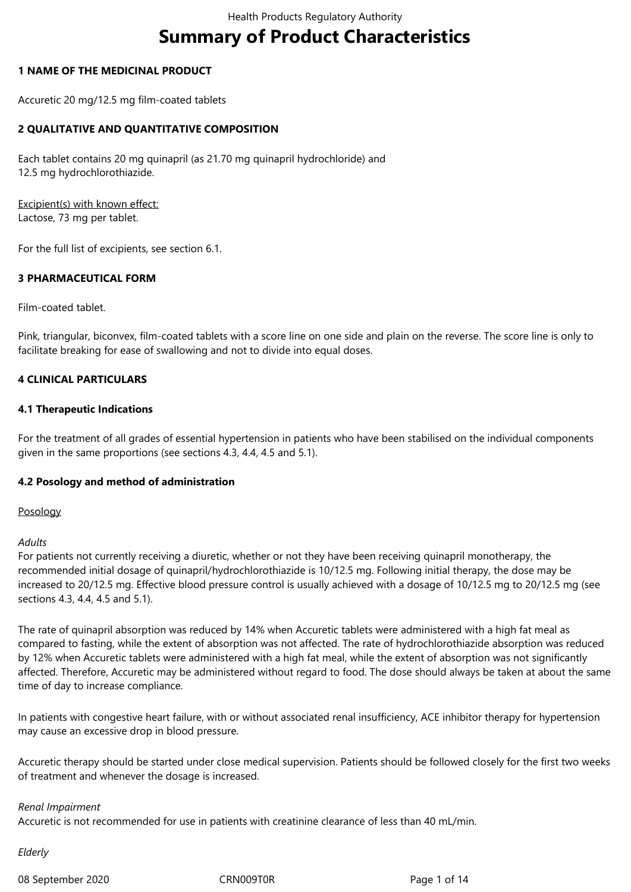# Summary of Product Characteristics

## 1 NAME OF THE MEDICINAL PRODUCT

Accuretic 20 mg/12.5 mg film-coated tablets

## 2 QUALITATIVE AND QUANTITATIVE COMPOSITION

Each tablet contains 20 mg quinapril (as 21.70 mg quinapril hydrochloride) and 12.5 mg hydrochlorothiazide.

Excipient(s) with known effect:
Lactose, 73 mg per tablet.

For the full list of excipients, see section 6.1.

## 3 PHARMACEUTICAL FORM

Film-coated tablet.

Pink, triangular, biconvex, film-coated tablets with a score line on one side and plain on the reverse. The score line is only to facilitate breaking for ease of swallowing and not to divide into equal doses.

## 4 CLINICAL PARTICULARS

### 4.1 Therapeutic Indications

For the treatment of all grades of essential hypertension in patients who have been stabilised on the individual components given in the same proportions (see sections 4.3, 4.4, 4.5 and 5.1).

### 4.2 Posology and method of administration

Posology

*Adults*
For patients not currently receiving a diuretic, whether or not they have been receiving quinapril monotherapy, the recommended initial dosage of quinapril/hydrochlorothiazide is 10/12.5 mg. Following initial therapy, the dose may be increased to 20/12.5 mg. Effective blood pressure control is usually achieved with a dosage of 10/12.5 mg to 20/12.5 mg (see sections 4.3, 4.4, 4.5 and 5.1).

The rate of quinapril absorption was reduced by 14% when Accuretic tablets were administered with a high fat meal as compared to fasting, while the extent of absorption was not affected. The rate of hydrochlorothiazide absorption was reduced by 12% when Accuretic tablets were administered with a high fat meal, while the extent of absorption was not significantly affected. Therefore, Accuretic may be administered without regard to food. The dose should always be taken at about the same time of day to increase compliance.

In patients with congestive heart failure, with or without associated renal insufficiency, ACE inhibitor therapy for hypertension may cause an excessive drop in blood pressure.

Accuretic therapy should be started under close medical supervision. Patients should be followed closely for the first two weeks of treatment and whenever the dosage is increased.

*Renal Impairment*
Accuretic is not recommended for use in patients with creatinine clearance of less than 40 mL/min.

*Elderly*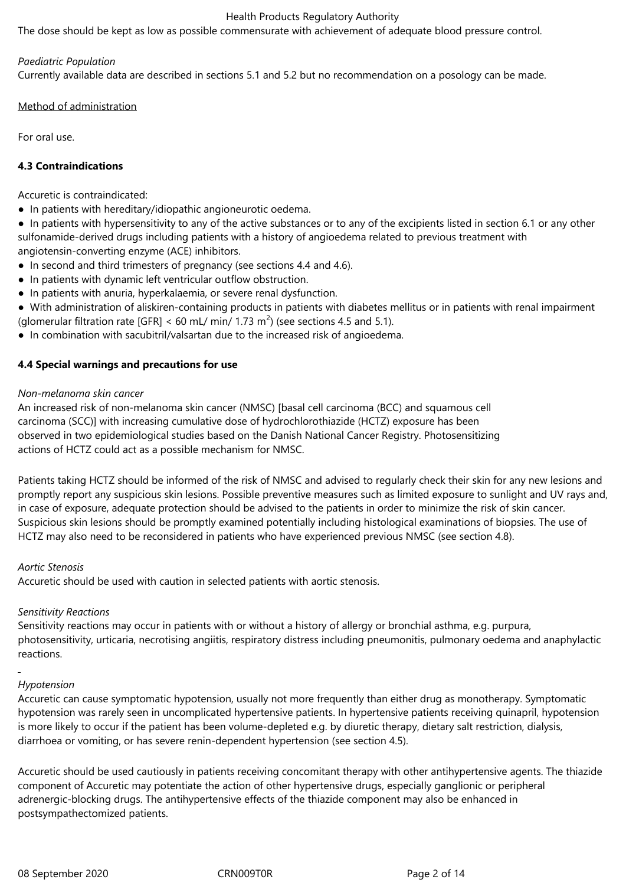The dose should be kept as low as possible commensurate with achievement of adequate blood pressure control.

*Paediatric Population*

Currently available data are described in sections 5.1 and 5.2 but no recommendation on a posology can be made.

<u>Method of administration</u>

For oral use.

**4.3 Contraindications**

Accuretic is contraindicated:

- In patients with hereditary/idiopathic angioneurotic oedema.
- In patients with hypersensitivity to any of the active substances or to any of the excipients listed in section 6.1 or any other sulfonamide-derived drugs including patients with a history of angioedema related to previous treatment with angiotensin-converting enzyme (ACE) inhibitors.
- In second and third trimesters of pregnancy (see sections 4.4 and 4.6).
- In patients with dynamic left ventricular outflow obstruction.
- In patients with anuria, hyperkalaemia, or severe renal dysfunction.
- With administration of aliskiren-containing products in patients with diabetes mellitus or in patients with renal impairment (glomerular filtration rate [GFR] < 60 mL/ min/ 1.73 $m^2$) (see sections 4.5 and 5.1).
- In combination with sacubitril/valsartan due to the increased risk of angioedema.

**4.4 Special warnings and precautions for use**

*Non-melanoma skin cancer*

An increased risk of non-melanoma skin cancer (NMSC) [basal cell carcinoma (BCC) and squamous cell carcinoma (SCC)] with increasing cumulative dose of hydrochlorothiazide (HCTZ) exposure has been observed in two epidemiological studies based on the Danish National Cancer Registry. Photosensitizing actions of HCTZ could act as a possible mechanism for NMSC.

Patients taking HCTZ should be informed of the risk of NMSC and advised to regularly check their skin for any new lesions and promptly report any suspicious skin lesions. Possible preventive measures such as limited exposure to sunlight and UV rays and, in case of exposure, adequate protection should be advised to the patients in order to minimize the risk of skin cancer. Suspicious skin lesions should be promptly examined potentially including histological examinations of biopsies. The use of HCTZ may also need to be reconsidered in patients who have experienced previous NMSC (see section 4.8).

*Aortic Stenosis*

Accuretic should be used with caution in selected patients with aortic stenosis.

*Sensitivity Reactions*

Sensitivity reactions may occur in patients with or without a history of allergy or bronchial asthma, e.g. purpura, photosensitivity, urticaria, necrotising angiitis, respiratory distress including pneumonitis, pulmonary oedema and anaphylactic reactions.

*Hypotension*

Accuretic can cause symptomatic hypotension, usually not more frequently than either drug as monotherapy. Symptomatic hypotension was rarely seen in uncomplicated hypertensive patients. In hypertensive patients receiving quinapril, hypotension is more likely to occur if the patient has been volume-depleted e.g. by diuretic therapy, dietary salt restriction, dialysis, diarrhoea or vomiting, or has severe renin-dependent hypertension (see section 4.5).

Accuretic should be used cautiously in patients receiving concomitant therapy with other antihypertensive agents. The thiazide component of Accuretic may potentiate the action of other hypertensive drugs, especially ganglionic or peripheral adrenergic-blocking drugs. The antihypertensive effects of the thiazide component may also be enhanced in postsympathectomized patients.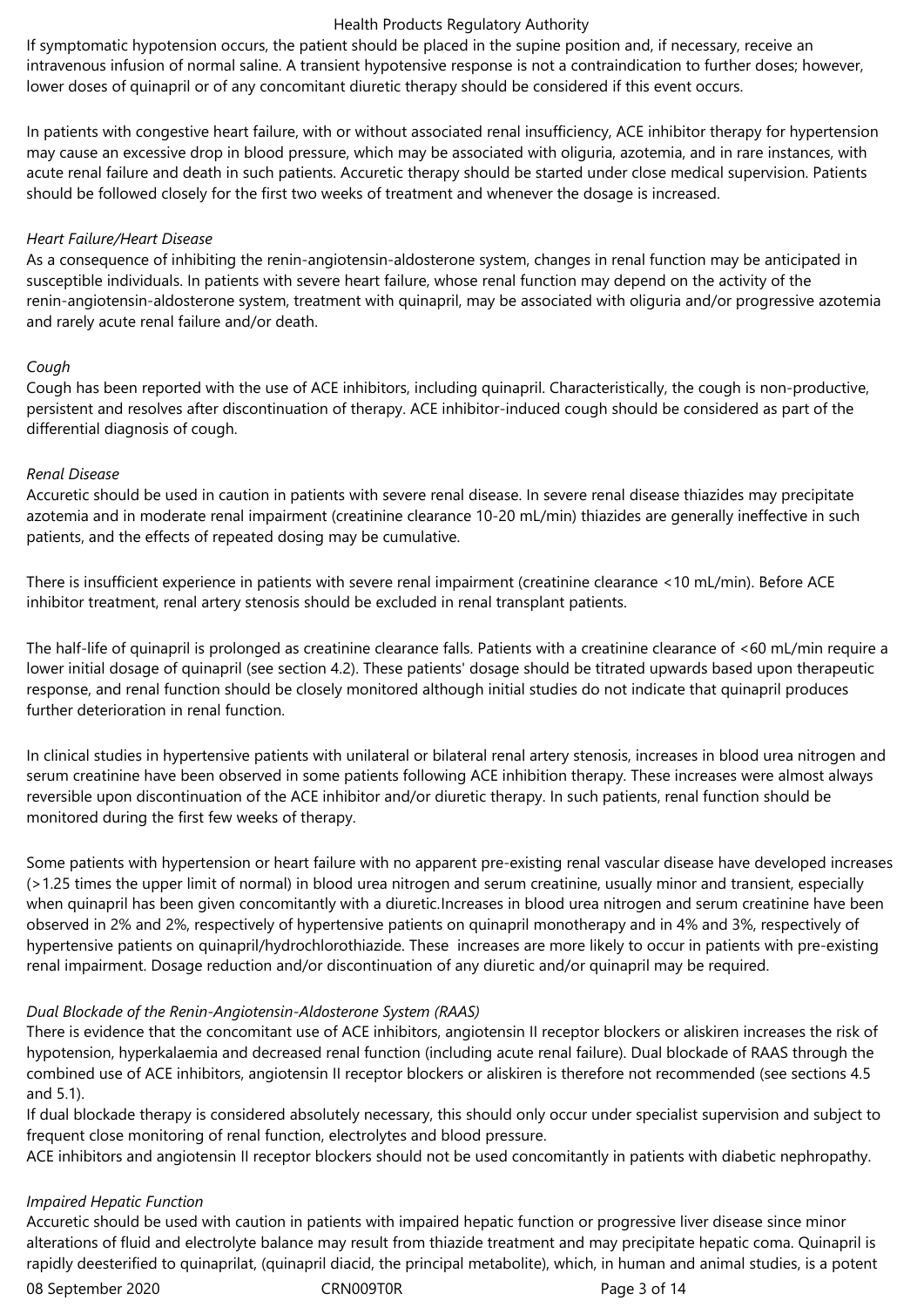If symptomatic hypotension occurs, the patient should be placed in the supine position and, if necessary, receive an intravenous infusion of normal saline. A transient hypotensive response is not a contraindication to further doses; however, lower doses of quinapril or of any concomitant diuretic therapy should be considered if this event occurs.

In patients with congestive heart failure, with or without associated renal insufficiency, ACE inhibitor therapy for hypertension may cause an excessive drop in blood pressure, which may be associated with oliguria, azotemia, and in rare instances, with acute renal failure and death in such patients. Accuretic therapy should be started under close medical supervision. Patients should be followed closely for the first two weeks of treatment and whenever the dosage is increased.

*Heart Failure/Heart Disease*

As a consequence of inhibiting the renin-angiotensin-aldosterone system, changes in renal function may be anticipated in susceptible individuals. In patients with severe heart failure, whose renal function may depend on the activity of the renin-angiotensin-aldosterone system, treatment with quinapril, may be associated with oliguria and/or progressive azotemia and rarely acute renal failure and/or death.

*Cough*

Cough has been reported with the use of ACE inhibitors, including quinapril. Characteristically, the cough is non-productive, persistent and resolves after discontinuation of therapy. ACE inhibitor-induced cough should be considered as part of the differential diagnosis of cough.

*Renal Disease*

Accuretic should be used in caution in patients with severe renal disease. In severe renal disease thiazides may precipitate azotemia and in moderate renal impairment (creatinine clearance 10-20 mL/min) thiazides are generally ineffective in such patients, and the effects of repeated dosing may be cumulative.

There is insufficient experience in patients with severe renal impairment (creatinine clearance <10 mL/min). Before ACE inhibitor treatment, renal artery stenosis should be excluded in renal transplant patients.

The half-life of quinapril is prolonged as creatinine clearance falls. Patients with a creatinine clearance of <60 mL/min require a lower initial dosage of quinapril (see section 4.2). These patients' dosage should be titrated upwards based upon therapeutic response, and renal function should be closely monitored although initial studies do not indicate that quinapril produces further deterioration in renal function.

In clinical studies in hypertensive patients with unilateral or bilateral renal artery stenosis, increases in blood urea nitrogen and serum creatinine have been observed in some patients following ACE inhibition therapy. These increases were almost always reversible upon discontinuation of the ACE inhibitor and/or diuretic therapy. In such patients, renal function should be monitored during the first few weeks of therapy.

Some patients with hypertension or heart failure with no apparent pre-existing renal vascular disease have developed increases (>1.25 times the upper limit of normal) in blood urea nitrogen and serum creatinine, usually minor and transient, especially when quinapril has been given concomitantly with a diuretic.Increases in blood urea nitrogen and serum creatinine have been observed in 2% and 2%, respectively of hypertensive patients on quinapril monotherapy and in 4% and 3%, respectively of hypertensive patients on quinapril/hydrochlorothiazide. These increases are more likely to occur in patients with pre-existing renal impairment. Dosage reduction and/or discontinuation of any diuretic and/or quinapril may be required.

*Dual Blockade of the Renin-Angiotensin-Aldosterone System (RAAS)*

There is evidence that the concomitant use of ACE inhibitors, angiotensin II receptor blockers or aliskiren increases the risk of hypotension, hyperkalaemia and decreased renal function (including acute renal failure). Dual blockade of RAAS through the combined use of ACE inhibitors, angiotensin II receptor blockers or aliskiren is therefore not recommended (see sections 4.5 and 5.1).

If dual blockade therapy is considered absolutely necessary, this should only occur under specialist supervision and subject to frequent close monitoring of renal function, electrolytes and blood pressure.

ACE inhibitors and angiotensin II receptor blockers should not be used concomitantly in patients with diabetic nephropathy.

*Impaired Hepatic Function*

Accuretic should be used with caution in patients with impaired hepatic function or progressive liver disease since minor alterations of fluid and electrolyte balance may result from thiazide treatment and may precipitate hepatic coma. Quinapril is rapidly deesterified to quinaprilat, (quinapril diacid, the principal metabolite), which, in human and animal studies, is a potent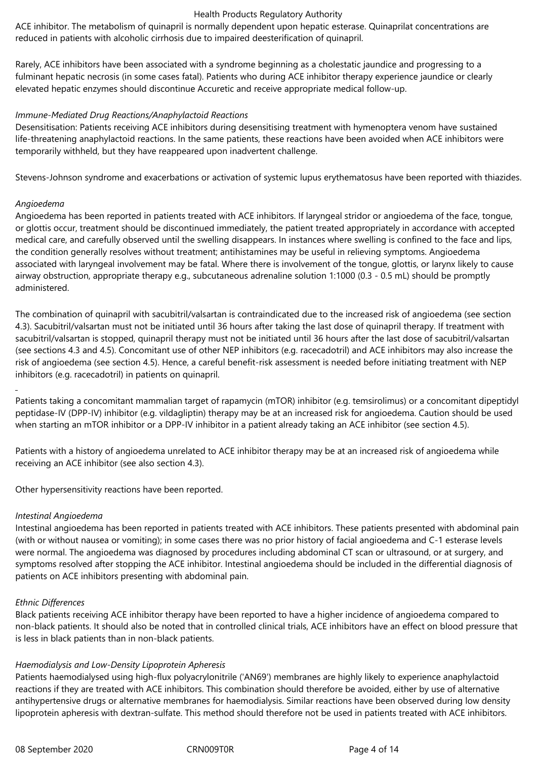ACE inhibitor. The metabolism of quinapril is normally dependent upon hepatic esterase. Quinaprilat concentrations are reduced in patients with alcoholic cirrhosis due to impaired deesterification of quinapril.

Rarely, ACE inhibitors have been associated with a syndrome beginning as a cholestatic jaundice and progressing to a fulminant hepatic necrosis (in some cases fatal). Patients who during ACE inhibitor therapy experience jaundice or clearly elevated hepatic enzymes should discontinue Accuretic and receive appropriate medical follow-up.

*Immune-Mediated Drug Reactions/Anaphylactoid Reactions*

Desensitisation: Patients receiving ACE inhibitors during desensitising treatment with hymenoptera venom have sustained life-threatening anaphylactoid reactions. In the same patients, these reactions have been avoided when ACE inhibitors were temporarily withheld, but they have reappeared upon inadvertent challenge.

Stevens-Johnson syndrome and exacerbations or activation of systemic lupus erythematosus have been reported with thiazides.

*Angioedema*

Angioedema has been reported in patients treated with ACE inhibitors. If laryngeal stridor or angioedema of the face, tongue, or glottis occur, treatment should be discontinued immediately, the patient treated appropriately in accordance with accepted medical care, and carefully observed until the swelling disappears. In instances where swelling is confined to the face and lips, the condition generally resolves without treatment; antihistamines may be useful in relieving symptoms. Angioedema associated with laryngeal involvement may be fatal. Where there is involvement of the tongue, glottis, or larynx likely to cause airway obstruction, appropriate therapy e.g., subcutaneous adrenaline solution 1:1000 (0.3 - 0.5 mL) should be promptly administered.

The combination of quinapril with sacubitril/valsartan is contraindicated due to the increased risk of angioedema (see section 4.3). Sacubitril/valsartan must not be initiated until 36 hours after taking the last dose of quinapril therapy. If treatment with sacubitril/valsartan is stopped, quinapril therapy must not be initiated until 36 hours after the last dose of sacubitril/valsartan (see sections 4.3 and 4.5). Concomitant use of other NEP inhibitors (e.g. racecadotril) and ACE inhibitors may also increase the risk of angioedema (see section 4.5). Hence, a careful benefit-risk assessment is needed before initiating treatment with NEP inhibitors (e.g. racecadotril) in patients on quinapril.

Patients taking a concomitant mammalian target of rapamycin (mTOR) inhibitor (e.g. temsirolimus) or a concomitant dipeptidyl peptidase-IV (DPP-IV) inhibitor (e.g. vildagliptin) therapy may be at an increased risk for angioedema. Caution should be used when starting an mTOR inhibitor or a DPP-IV inhibitor in a patient already taking an ACE inhibitor (see section 4.5).

Patients with a history of angioedema unrelated to ACE inhibitor therapy may be at an increased risk of angioedema while receiving an ACE inhibitor (see also section 4.3).

Other hypersensitivity reactions have been reported.

*Intestinal Angioedema*

Intestinal angioedema has been reported in patients treated with ACE inhibitors. These patients presented with abdominal pain (with or without nausea or vomiting); in some cases there was no prior history of facial angioedema and C-1 esterase levels were normal. The angioedema was diagnosed by procedures including abdominal CT scan or ultrasound, or at surgery, and symptoms resolved after stopping the ACE inhibitor. Intestinal angioedema should be included in the differential diagnosis of patients on ACE inhibitors presenting with abdominal pain.

*Ethnic Differences*

Black patients receiving ACE inhibitor therapy have been reported to have a higher incidence of angioedema compared to non-black patients. It should also be noted that in controlled clinical trials, ACE inhibitors have an effect on blood pressure that is less in black patients than in non-black patients.

*Haemodialysis and Low-Density Lipoprotein Apheresis*

Patients haemodialysed using high-flux polyacrylonitrile ('AN69') membranes are highly likely to experience anaphylactoid reactions if they are treated with ACE inhibitors. This combination should therefore be avoided, either by use of alternative antihypertensive drugs or alternative membranes for haemodialysis. Similar reactions have been observed during low density lipoprotein apheresis with dextran-sulfate. This method should therefore not be used in patients treated with ACE inhibitors.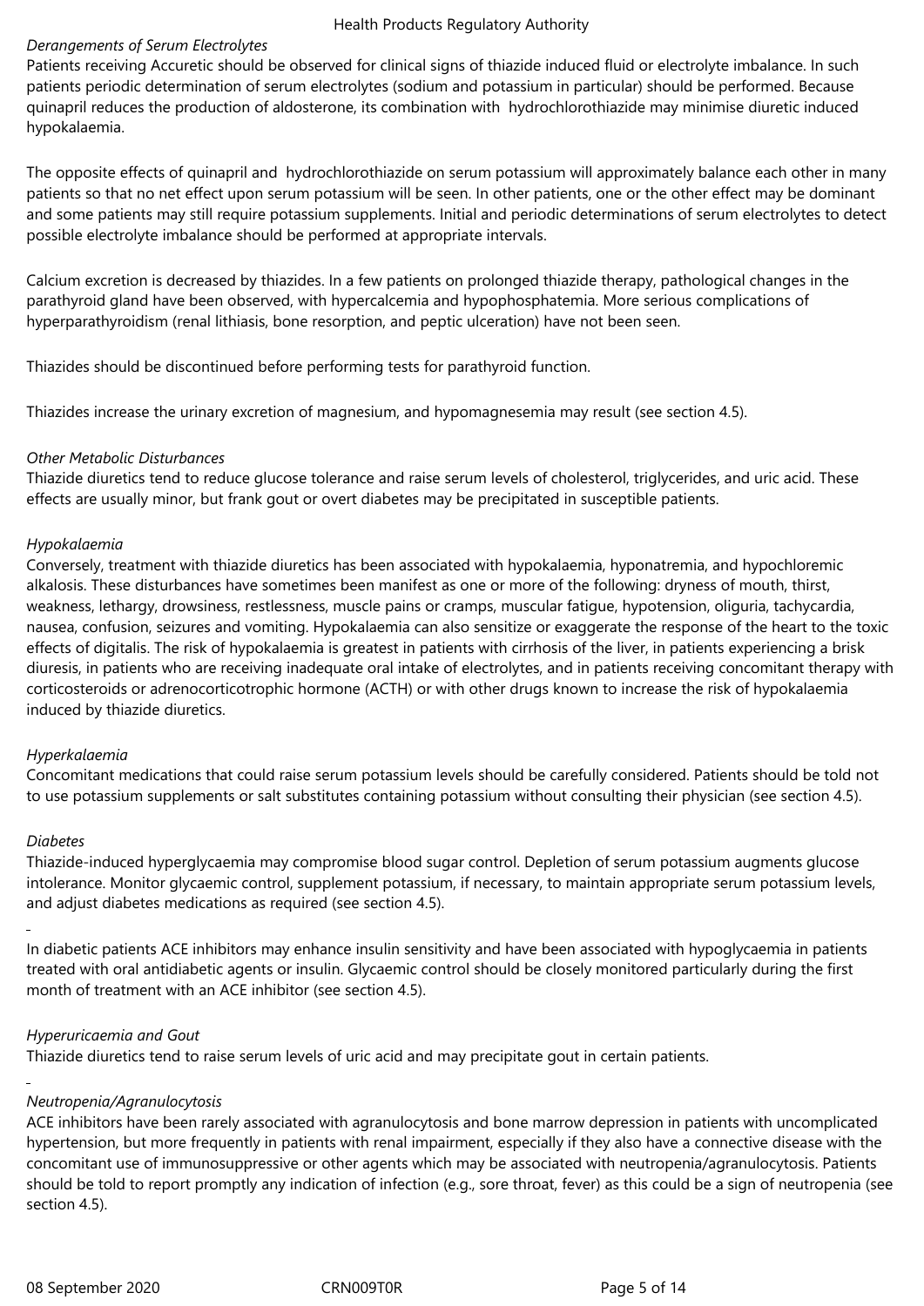*Derangements of Serum Electrolytes*

Patients receiving Accuretic should be observed for clinical signs of thiazide induced fluid or electrolyte imbalance. In such patients periodic determination of serum electrolytes (sodium and potassium in particular) should be performed. Because quinapril reduces the production of aldosterone, its combination with hydrochlorothiazide may minimise diuretic induced hypokalaemia.

The opposite effects of quinapril and hydrochlorothiazide on serum potassium will approximately balance each other in many patients so that no net effect upon serum potassium will be seen. In other patients, one or the other effect may be dominant and some patients may still require potassium supplements. Initial and periodic determinations of serum electrolytes to detect possible electrolyte imbalance should be performed at appropriate intervals.

Calcium excretion is decreased by thiazides. In a few patients on prolonged thiazide therapy, pathological changes in the parathyroid gland have been observed, with hypercalcemia and hypophosphatemia. More serious complications of hyperparathyroidism (renal lithiasis, bone resorption, and peptic ulceration) have not been seen.

Thiazides should be discontinued before performing tests for parathyroid function.

Thiazides increase the urinary excretion of magnesium, and hypomagnesemia may result (see section 4.5).

*Other Metabolic Disturbances*

Thiazide diuretics tend to reduce glucose tolerance and raise serum levels of cholesterol, triglycerides, and uric acid. These effects are usually minor, but frank gout or overt diabetes may be precipitated in susceptible patients.

*Hypokalaemia*

Conversely, treatment with thiazide diuretics has been associated with hypokalaemia, hyponatremia, and hypochloremic alkalosis. These disturbances have sometimes been manifest as one or more of the following: dryness of mouth, thirst, weakness, lethargy, drowsiness, restlessness, muscle pains or cramps, muscular fatigue, hypotension, oliguria, tachycardia, nausea, confusion, seizures and vomiting. Hypokalaemia can also sensitize or exaggerate the response of the heart to the toxic effects of digitalis. The risk of hypokalaemia is greatest in patients with cirrhosis of the liver, in patients experiencing a brisk diuresis, in patients who are receiving inadequate oral intake of electrolytes, and in patients receiving concomitant therapy with corticosteroids or adrenocorticotrophic hormone (ACTH) or with other drugs known to increase the risk of hypokalaemia induced by thiazide diuretics.

*Hyperkalaemia*

Concomitant medications that could raise serum potassium levels should be carefully considered. Patients should be told not to use potassium supplements or salt substitutes containing potassium without consulting their physician (see section 4.5).

*Diabetes*

Thiazide-induced hyperglycaemia may compromise blood sugar control. Depletion of serum potassium augments glucose intolerance. Monitor glycaemic control, supplement potassium, if necessary, to maintain appropriate serum potassium levels, and adjust diabetes medications as required (see section 4.5).

In diabetic patients ACE inhibitors may enhance insulin sensitivity and have been associated with hypoglycaemia in patients treated with oral antidiabetic agents or insulin. Glycaemic control should be closely monitored particularly during the first month of treatment with an ACE inhibitor (see section 4.5).

*Hyperuricaemia and Gout*

Thiazide diuretics tend to raise serum levels of uric acid and may precipitate gout in certain patients.

*Neutropenia/Agranulocytosis*

ACE inhibitors have been rarely associated with agranulocytosis and bone marrow depression in patients with uncomplicated hypertension, but more frequently in patients with renal impairment, especially if they also have a connective disease with the concomitant use of immunosuppressive or other agents which may be associated with neutropenia/agranulocytosis. Patients should be told to report promptly any indication of infection (e.g., sore throat, fever) as this could be a sign of neutropenia (see section 4.5).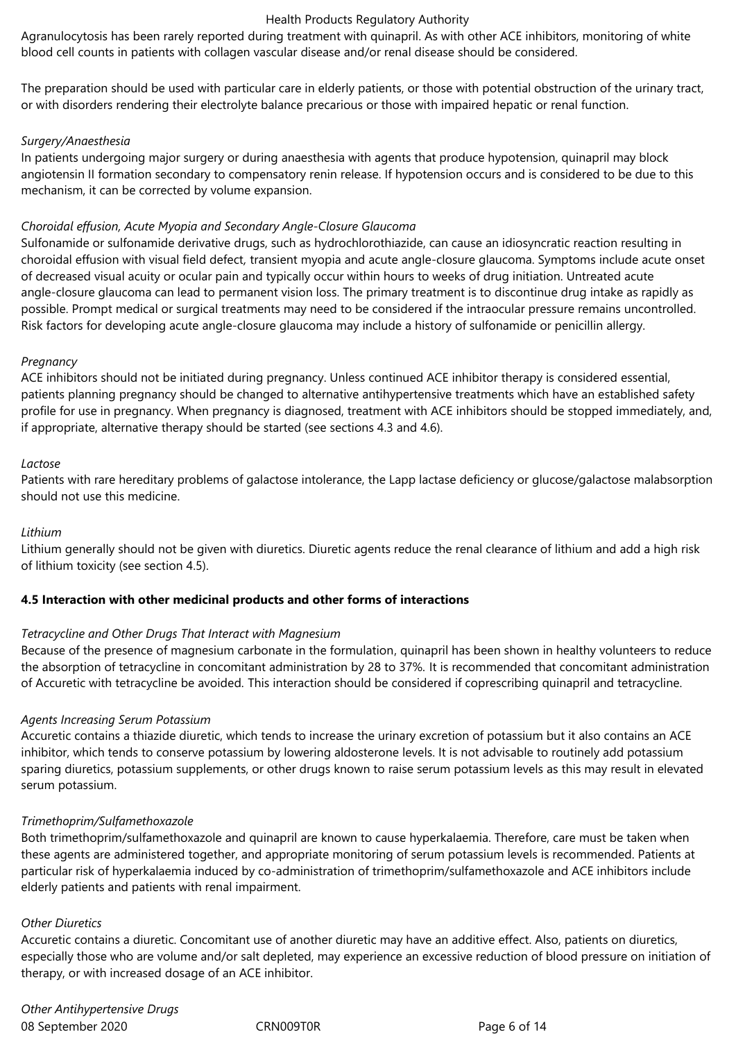Agranulocytosis has been rarely reported during treatment with quinapril. As with other ACE inhibitors, monitoring of white blood cell counts in patients with collagen vascular disease and/or renal disease should be considered.

The preparation should be used with particular care in elderly patients, or those with potential obstruction of the urinary tract, or with disorders rendering their electrolyte balance precarious or those with impaired hepatic or renal function.

*Surgery/Anaesthesia*

In patients undergoing major surgery or during anaesthesia with agents that produce hypotension, quinapril may block angiotensin II formation secondary to compensatory renin release. If hypotension occurs and is considered to be due to this mechanism, it can be corrected by volume expansion.

*Choroidal effusion, Acute Myopia and Secondary Angle-Closure Glaucoma*

Sulfonamide or sulfonamide derivative drugs, such as hydrochlorothiazide, can cause an idiosyncratic reaction resulting in choroidal effusion with visual field defect, transient myopia and acute angle-closure glaucoma. Symptoms include acute onset of decreased visual acuity or ocular pain and typically occur within hours to weeks of drug initiation. Untreated acute angle-closure glaucoma can lead to permanent vision loss. The primary treatment is to discontinue drug intake as rapidly as possible. Prompt medical or surgical treatments may need to be considered if the intraocular pressure remains uncontrolled. Risk factors for developing acute angle-closure glaucoma may include a history of sulfonamide or penicillin allergy.

*Pregnancy*

ACE inhibitors should not be initiated during pregnancy. Unless continued ACE inhibitor therapy is considered essential, patients planning pregnancy should be changed to alternative antihypertensive treatments which have an established safety profile for use in pregnancy. When pregnancy is diagnosed, treatment with ACE inhibitors should be stopped immediately, and, if appropriate, alternative therapy should be started (see sections 4.3 and 4.6).

*Lactose*

Patients with rare hereditary problems of galactose intolerance, the Lapp lactase deficiency or glucose/galactose malabsorption should not use this medicine.

*Lithium*

Lithium generally should not be given with diuretics. Diuretic agents reduce the renal clearance of lithium and add a high risk of lithium toxicity (see section 4.5).

**4.5 Interaction with other medicinal products and other forms of interactions**

*Tetracycline and Other Drugs That Interact with Magnesium*

Because of the presence of magnesium carbonate in the formulation, quinapril has been shown in healthy volunteers to reduce the absorption of tetracycline in concomitant administration by 28 to 37%. It is recommended that concomitant administration of Accuretic with tetracycline be avoided. This interaction should be considered if coprescribing quinapril and tetracycline.

*Agents Increasing Serum Potassium*

Accuretic contains a thiazide diuretic, which tends to increase the urinary excretion of potassium but it also contains an ACE inhibitor, which tends to conserve potassium by lowering aldosterone levels. It is not advisable to routinely add potassium sparing diuretics, potassium supplements, or other drugs known to raise serum potassium levels as this may result in elevated serum potassium.

*Trimethoprim/Sulfamethoxazole*

Both trimethoprim/sulfamethoxazole and quinapril are known to cause hyperkalaemia. Therefore, care must be taken when these agents are administered together, and appropriate monitoring of serum potassium levels is recommended. Patients at particular risk of hyperkalaemia induced by co-administration of trimethoprim/sulfamethoxazole and ACE inhibitors include elderly patients and patients with renal impairment.

*Other Diuretics*

Accuretic contains a diuretic. Concomitant use of another diuretic may have an additive effect. Also, patients on diuretics, especially those who are volume and/or salt depleted, may experience an excessive reduction of blood pressure on initiation of therapy, or with increased dosage of an ACE inhibitor.

*Other Antihypertensive Drugs*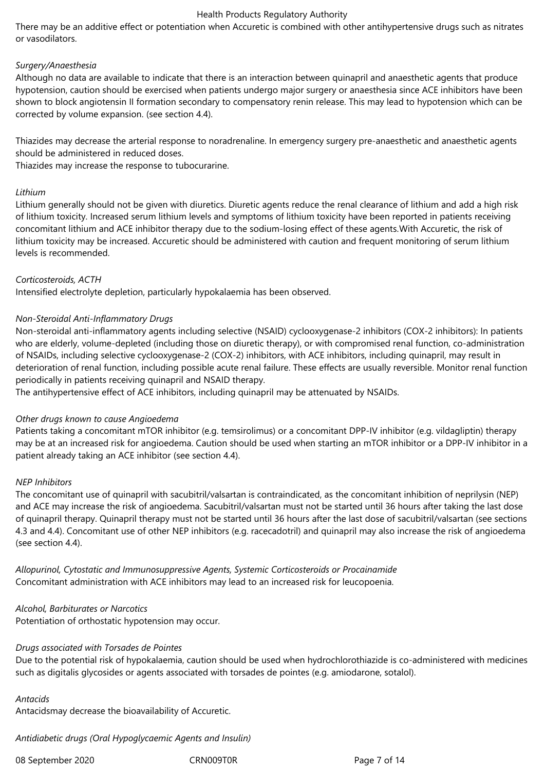There may be an additive effect or potentiation when Accuretic is combined with other antihypertensive drugs such as nitrates or vasodilators.

*Surgery/Anaesthesia*

Although no data are available to indicate that there is an interaction between quinapril and anaesthetic agents that produce hypotension, caution should be exercised when patients undergo major surgery or anaesthesia since ACE inhibitors have been shown to block angiotensin II formation secondary to compensatory renin release. This may lead to hypotension which can be corrected by volume expansion. (see section 4.4).

Thiazides may decrease the arterial response to noradrenaline. In emergency surgery pre-anaesthetic and anaesthetic agents should be administered in reduced doses.

Thiazides may increase the response to tubocurarine.

*Lithium*

Lithium generally should not be given with diuretics. Diuretic agents reduce the renal clearance of lithium and add a high risk of lithium toxicity. Increased serum lithium levels and symptoms of lithium toxicity have been reported in patients receiving concomitant lithium and ACE inhibitor therapy due to the sodium-losing effect of these agents.With Accuretic, the risk of lithium toxicity may be increased. Accuretic should be administered with caution and frequent monitoring of serum lithium levels is recommended.

*Corticosteroids, ACTH*

Intensified electrolyte depletion, particularly hypokalaemia has been observed.

*Non-Steroidal Anti-Inflammatory Drugs*

Non-steroidal anti-inflammatory agents including selective (NSAID) cyclooxygenase-2 inhibitors (COX-2 inhibitors): In patients who are elderly, volume-depleted (including those on diuretic therapy), or with compromised renal function, co-administration of NSAIDs, including selective cyclooxygenase-2 (COX-2) inhibitors, with ACE inhibitors, including quinapril, may result in deterioration of renal function, including possible acute renal failure. These effects are usually reversible. Monitor renal function periodically in patients receiving quinapril and NSAID therapy.

The antihypertensive effect of ACE inhibitors, including quinapril may be attenuated by NSAIDs.

*Other drugs known to cause Angioedema*

Patients taking a concomitant mTOR inhibitor (e.g. temsirolimus) or a concomitant DPP-IV inhibitor (e.g. vildagliptin) therapy may be at an increased risk for angioedema. Caution should be used when starting an mTOR inhibitor or a DPP-IV inhibitor in a patient already taking an ACE inhibitor (see section 4.4).

*NEP Inhibitors*

The concomitant use of quinapril with sacubitril/valsartan is contraindicated, as the concomitant inhibition of neprilysin (NEP) and ACE may increase the risk of angioedema. Sacubitril/valsartan must not be started until 36 hours after taking the last dose of quinapril therapy. Quinapril therapy must not be started until 36 hours after the last dose of sacubitril/valsartan (see sections 4.3 and 4.4). Concomitant use of other NEP inhibitors (e.g. racecadotril) and quinapril may also increase the risk of angioedema (see section 4.4).

*Allopurinol, Cytostatic and Immunosuppressive Agents, Systemic Corticosteroids or Procainamide*

Concomitant administration with ACE inhibitors may lead to an increased risk for leucopoenia.

*Alcohol, Barbiturates or Narcotics*

Potentiation of orthostatic hypotension may occur.

*Drugs associated with Torsades de Pointes*

Due to the potential risk of hypokalaemia, caution should be used when hydrochlorothiazide is co-administered with medicines such as digitalis glycosides or agents associated with torsades de pointes (e.g. amiodarone, sotalol).

*Antacids*

Antacidsmay decrease the bioavailability of Accuretic.

*Antidiabetic drugs (Oral Hypoglycaemic Agents and Insulin)*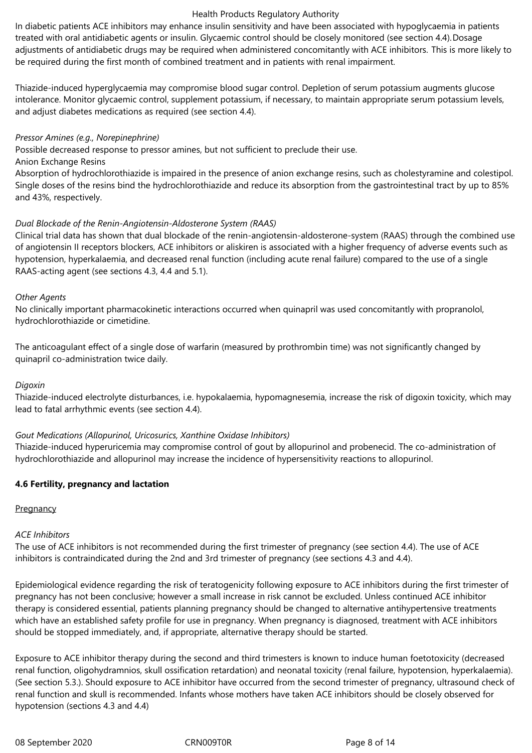In diabetic patients ACE inhibitors may enhance insulin sensitivity and have been associated with hypoglycaemia in patients treated with oral antidiabetic agents or insulin. Glycaemic control should be closely monitored (see section 4.4). Dosage adjustments of antidiabetic drugs may be required when administered concomitantly with ACE inhibitors. This is more likely to be required during the first month of combined treatment and in patients with renal impairment.

Thiazide-induced hyperglycaemia may compromise blood sugar control. Depletion of serum potassium augments glucose intolerance. Monitor glycaemic control, supplement potassium, if necessary, to maintain appropriate serum potassium levels, and adjust diabetes medications as required (see section 4.4).

*Pressor Amines (e.g., Norepinephrine)*
Possible decreased response to pressor amines, but not sufficient to preclude their use.
Anion Exchange Resins
Absorption of hydrochlorothiazide is impaired in the presence of anion exchange resins, such as cholestyramine and colestipol. Single doses of the resins bind the hydrochlorothiazide and reduce its absorption from the gastrointestinal tract by up to 85% and 43%, respectively.

*Dual Blockade of the Renin-Angiotensin-Aldosterone System (RAAS)*
Clinical trial data has shown that dual blockade of the renin-angiotensin-aldosterone-system (RAAS) through the combined use of angiotensin II receptors blockers, ACE inhibitors or aliskiren is associated with a higher frequency of adverse events such as hypotension, hyperkalaemia, and decreased renal function (including acute renal failure) compared to the use of a single RAAS-acting agent (see sections 4.3, 4.4 and 5.1).

*Other Agents*
No clinically important pharmacokinetic interactions occurred when quinapril was used concomitantly with propranolol, hydrochlorothiazide or cimetidine.

The anticoagulant effect of a single dose of warfarin (measured by prothrombin time) was not significantly changed by quinapril co-administration twice daily.

*Digoxin*
Thiazide-induced electrolyte disturbances, i.e. hypokalaemia, hypomagnesemia, increase the risk of digoxin toxicity, which may lead to fatal arrhythmic events (see section 4.4).

*Gout Medications (Allopurinol, Uricosurics, Xanthine Oxidase Inhibitors)*
Thiazide-induced hyperuricemia may compromise control of gout by allopurinol and probenecid. The co-administration of hydrochlorothiazide and allopurinol may increase the incidence of hypersensitivity reactions to allopurinol.

**4.6 Fertility, pregnancy and lactation**

Pregnancy

*ACE Inhibitors*
The use of ACE inhibitors is not recommended during the first trimester of pregnancy (see section 4.4). The use of ACE inhibitors is contraindicated during the 2nd and 3rd trimester of pregnancy (see sections 4.3 and 4.4).

Epidemiological evidence regarding the risk of teratogenicity following exposure to ACE inhibitors during the first trimester of pregnancy has not been conclusive; however a small increase in risk cannot be excluded. Unless continued ACE inhibitor therapy is considered essential, patients planning pregnancy should be changed to alternative antihypertensive treatments which have an established safety profile for use in pregnancy. When pregnancy is diagnosed, treatment with ACE inhibitors should be stopped immediately, and, if appropriate, alternative therapy should be started.

Exposure to ACE inhibitor therapy during the second and third trimesters is known to induce human foetotoxicity (decreased renal function, oligohydramnios, skull ossification retardation) and neonatal toxicity (renal failure, hypotension, hyperkalaemia). (See section 5.3.). Should exposure to ACE inhibitor have occurred from the second trimester of pregnancy, ultrasound check of renal function and skull is recommended. Infants whose mothers have taken ACE inhibitors should be closely observed for hypotension (sections 4.3 and 4.4)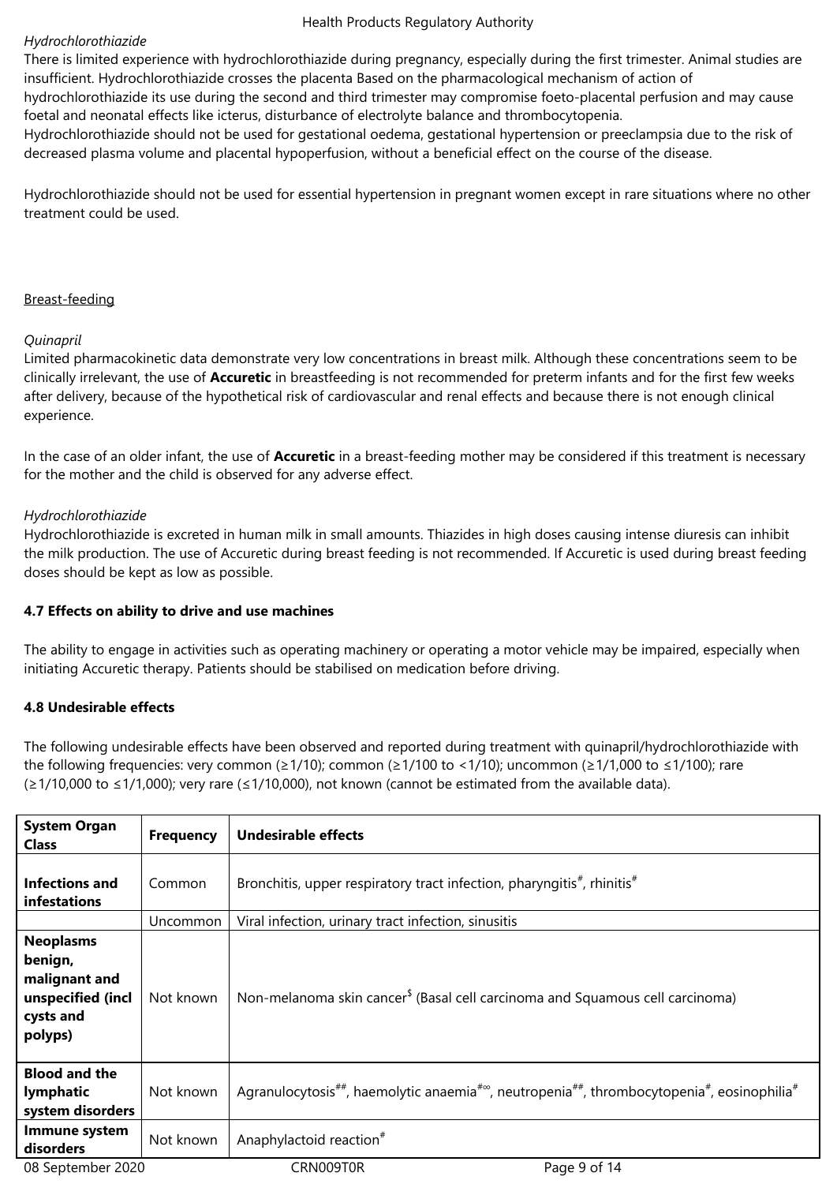*Hydrochlorothiazide*

There is limited experience with hydrochlorothiazide during pregnancy, especially during the first trimester. Animal studies are insufficient. Hydrochlorothiazide crosses the placenta Based on the pharmacological mechanism of action of hydrochlorothiazide its use during the second and third trimester may compromise foeto-placental perfusion and may cause foetal and neonatal effects like icterus, disturbance of electrolyte balance and thrombocytopenia.

Hydrochlorothiazide should not be used for gestational oedema, gestational hypertension or preeclampsia due to the risk of decreased plasma volume and placental hypoperfusion, without a beneficial effect on the course of the disease.

Hydrochlorothiazide should not be used for essential hypertension in pregnant women except in rare situations where no other treatment could be used.

Breast-feeding

*Quinapril*

Limited pharmacokinetic data demonstrate very low concentrations in breast milk. Although these concentrations seem to be clinically irrelevant, the use of **Accuretic** in breastfeeding is not recommended for preterm infants and for the first few weeks after delivery, because of the hypothetical risk of cardiovascular and renal effects and because there is not enough clinical experience.

In the case of an older infant, the use of **Accuretic** in a breast-feeding mother may be considered if this treatment is necessary for the mother and the child is observed for any adverse effect.

*Hydrochlorothiazide*

Hydrochlorothiazide is excreted in human milk in small amounts. Thiazides in high doses causing intense diuresis can inhibit the milk production. The use of Accuretic during breast feeding is not recommended. If Accuretic is used during breast feeding doses should be kept as low as possible.

**4.7 Effects on ability to drive and use machines**

The ability to engage in activities such as operating machinery or operating a motor vehicle may be impaired, especially when initiating Accuretic therapy. Patients should be stabilised on medication before driving.

**4.8 Undesirable effects**

The following undesirable effects have been observed and reported during treatment with quinapril/hydrochlorothiazide with the following frequencies: very common (≥1/10); common (≥1/100 to <1/10); uncommon (≥1/1,000 to ≤1/100); rare (≥1/10,000 to ≤1/1,000); very rare (≤1/10,000), not known (cannot be estimated from the available data).

| System Organ Class | Frequency | Undesirable effects |
|---|---|---|
| **Infections and infestations** | Common | Bronchitis, upper respiratory tract infection, pharyngitis[#], rhinitis[#] |
| | Uncommon | Viral infection, urinary tract infection, sinusitis |
| **Neoplasms benign, malignant and unspecified (incl cysts and polyps)** | Not known | Non-melanoma skin cancer[$] (Basal cell carcinoma and Squamous cell carcinoma) |
| **Blood and the lymphatic system disorders** | Not known | Agranulocytosis[##], haemolytic anaemia[#∞], neutropenia[##], thrombocytopenia[#], eosinophilia[#] |
| **Immune system disorders** | Not known | Anaphylactoid reaction[#] |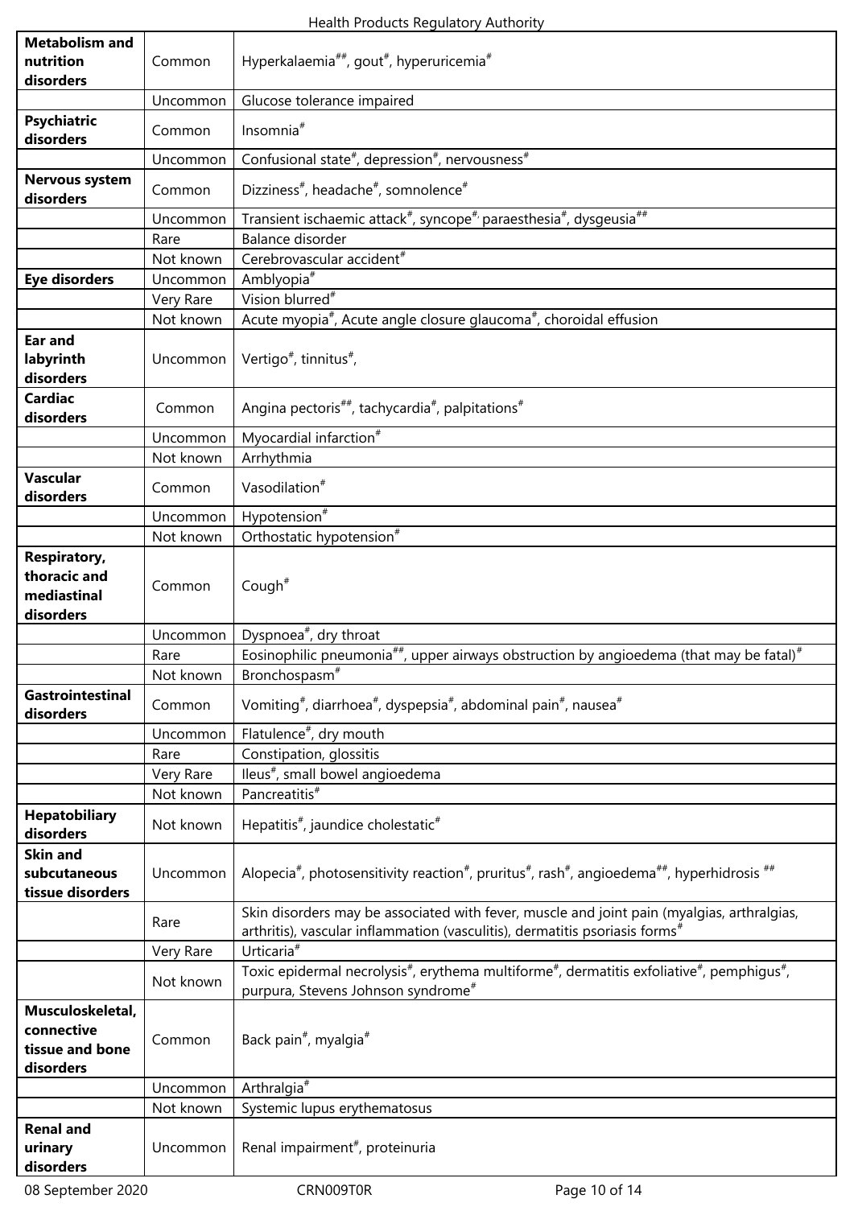| | | |
|---|---|---|
| **Metabolism and nutrition disorders** | Common | Hyperkalaemia##, gout#, hyperuricemia# |
| | Uncommon | Glucose tolerance impaired |
| **Psychiatric disorders** | Common | Insomnia# |
| | Uncommon | Confusional state#, depression#, nervousness# |
| **Nervous system disorders** | Common | Dizziness#, headache#, somnolence# |
| | Uncommon | Transient ischaemic attack#, syncope#, paraesthesia#, dysgeusia## |
| | Rare | Balance disorder |
| | Not known | Cerebrovascular accident# |
| **Eye disorders** | Uncommon | Amblyopia# |
| | Very Rare | Vision blurred# |
| | Not known | Acute myopia#, Acute angle closure glaucoma#, choroidal effusion |
| **Ear and labyrinth disorders** | Uncommon | Vertigo#, tinnitus#, |
| **Cardiac disorders** | Common | Angina pectoris##, tachycardia#, palpitations# |
| | Uncommon | Myocardial infarction# |
| | Not known | Arrhythmia |
| **Vascular disorders** | Common | Vasodilation# |
| | Uncommon | Hypotension# |
| | Not known | Orthostatic hypotension# |
| **Respiratory, thoracic and mediastinal disorders** | Common | Cough# |
| | Uncommon | Dyspnoea#, dry throat |
| | Rare | Eosinophilic pneumonia##, upper airways obstruction by angioedema (that may be fatal)# |
| | Not known | Bronchospasm# |
| **Gastrointestinal disorders** | Common | Vomiting#, diarrhoea#, dyspepsia#, abdominal pain#, nausea# |
| | Uncommon | Flatulence#, dry mouth |
| | Rare | Constipation, glossitis |
| | Very Rare | Ileus#, small bowel angioedema |
| | Not known | Pancreatitis# |
| **Hepatobiliary disorders** | Not known | Hepatitis#, jaundice cholestatic# |
| **Skin and subcutaneous tissue disorders** | Uncommon | Alopecia#, photosensitivity reaction#, pruritus#, rash#, angioedema##, hyperhidrosis ## |
| | Rare | Skin disorders may be associated with fever, muscle and joint pain (myalgias, arthralgias, arthritis), vascular inflammation (vasculitis), dermatitis psoriasis forms# |
| | Very Rare | Urticaria# |
| | Not known | Toxic epidermal necrolysis#, erythema multiforme#, dermatitis exfoliative#, pemphigus#, purpura, Stevens Johnson syndrome# |
| **Musculoskeletal, connective tissue and bone disorders** | Common | Back pain#, myalgia# |
| | Uncommon | Arthralgia# |
| | Not known | Systemic lupus erythematosus |
| **Renal and urinary disorders** | Uncommon | Renal impairment#, proteinuria |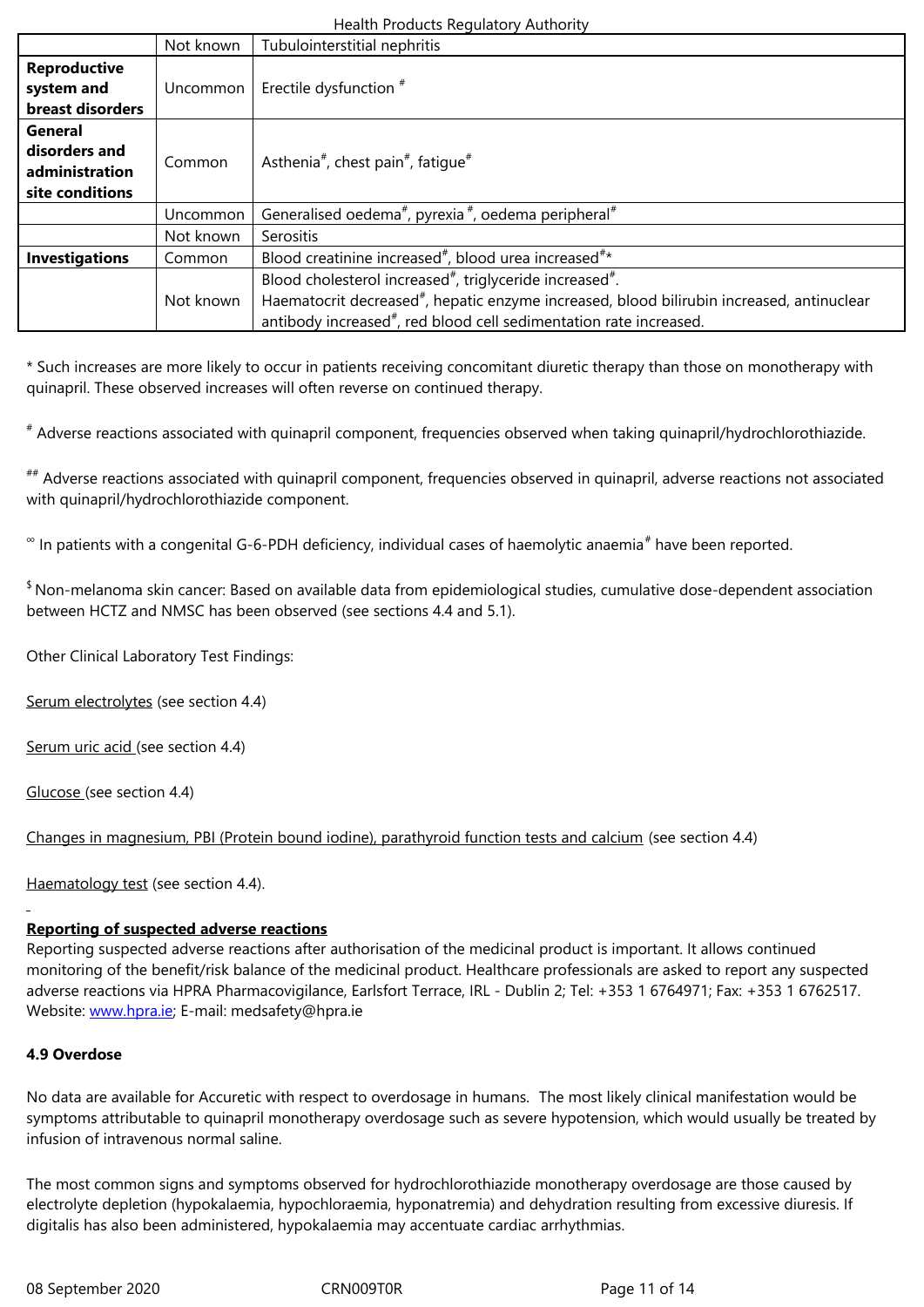| | | |
|---|---|---|
| | Not known | Tubulointerstitial nephritis |
| **Reproductive system and breast disorders** | Uncommon | Erectile dysfunction # |
| **General disorders and administration site conditions** | Common | Asthenia#, chest pain#, fatigue# |
| | Uncommon | Generalised oedema#, pyrexia #, oedema peripheral# |
| | Not known | Serositis |
| **Investigations** | Common | Blood creatinine increased#, blood urea increased#* |
| | Not known | Blood cholesterol increased#, triglyceride increased#.<br>Haematocrit decreased#, hepatic enzyme increased, blood bilirubin increased, antinuclear antibody increased#, red blood cell sedimentation rate increased. |

* Such increases are more likely to occur in patients receiving concomitant diuretic therapy than those on monotherapy with quinapril. These observed increases will often reverse on continued therapy.

# Adverse reactions associated with quinapril component, frequencies observed when taking quinapril/hydrochlorothiazide.

## Adverse reactions associated with quinapril component, frequencies observed in quinapril, adverse reactions not associated with quinapril/hydrochlorothiazide component.

∞ In patients with a congenital G-6-PDH deficiency, individual cases of haemolytic anaemia# have been reported.

$ Non-melanoma skin cancer: Based on available data from epidemiological studies, cumulative dose-dependent association between HCTZ and NMSC has been observed (see sections 4.4 and 5.1).

Other Clinical Laboratory Test Findings:

Serum electrolytes (see section 4.4)

Serum uric acid (see section 4.4)

Glucose (see section 4.4)

Changes in magnesium, PBI (Protein bound iodine), parathyroid function tests and calcium (see section 4.4)

Haematology test (see section 4.4).

**Reporting of suspected adverse reactions**

Reporting suspected adverse reactions after authorisation of the medicinal product is important. It allows continued monitoring of the benefit/risk balance of the medicinal product. Healthcare professionals are asked to report any suspected adverse reactions via HPRA Pharmacovigilance, Earlsfort Terrace, IRL - Dublin 2; Tel: +353 1 6764971; Fax: +353 1 6762517. Website: www.hpra.ie; E-mail: medsafety@hpra.ie

**4.9 Overdose**

No data are available for Accuretic with respect to overdosage in humans. The most likely clinical manifestation would be symptoms attributable to quinapril monotherapy overdosage such as severe hypotension, which would usually be treated by infusion of intravenous normal saline.

The most common signs and symptoms observed for hydrochlorothiazide monotherapy overdosage are those caused by electrolyte depletion (hypokalaemia, hypochloraemia, hyponatremia) and dehydration resulting from excessive diuresis. If digitalis has also been administered, hypokalaemia may accentuate cardiac arrhythmias.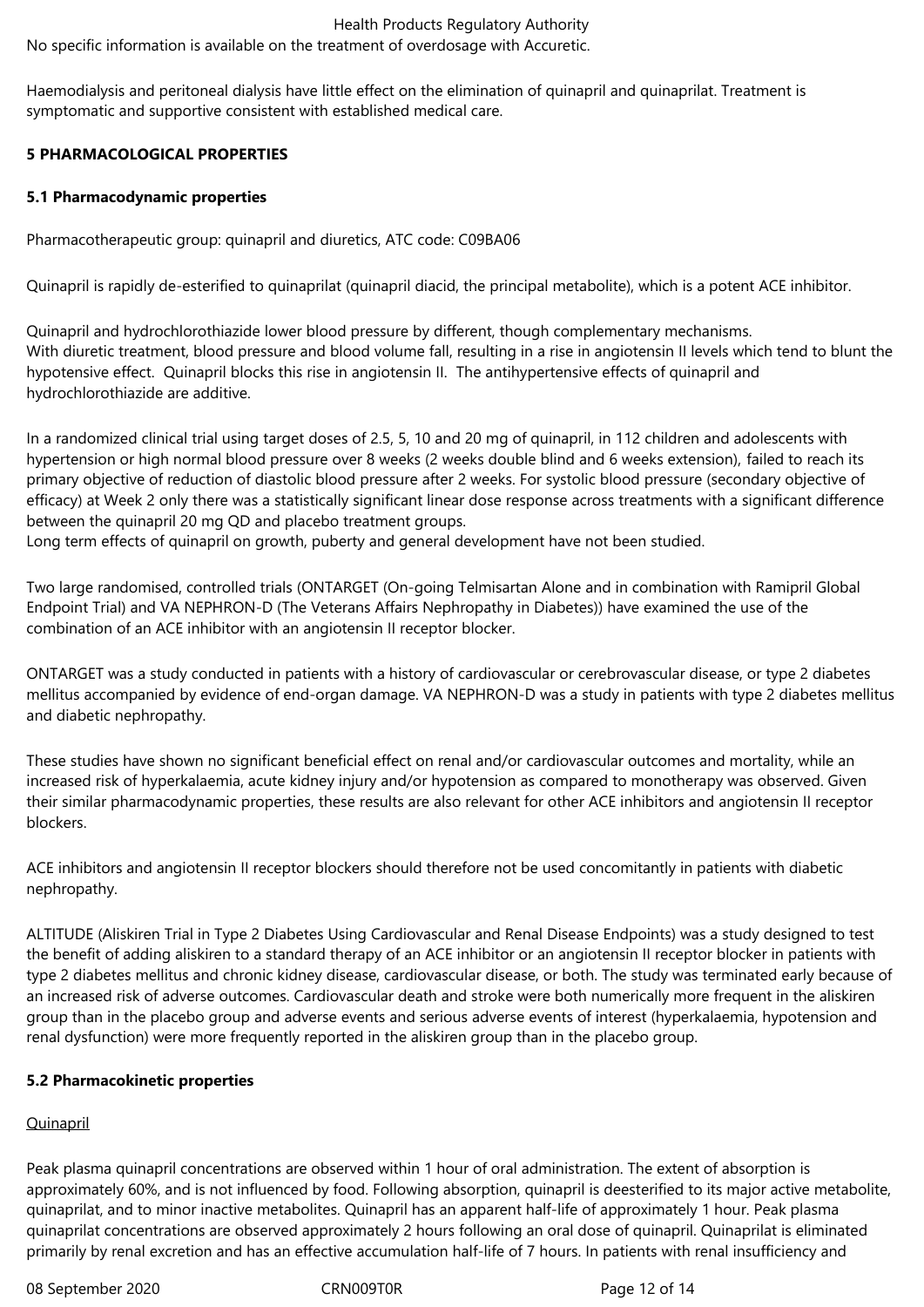No specific information is available on the treatment of overdosage with Accuretic.

Haemodialysis and peritoneal dialysis have little effect on the elimination of quinapril and quinaprilat. Treatment is symptomatic and supportive consistent with established medical care.

## 5 PHARMACOLOGICAL PROPERTIES

### 5.1 Pharmacodynamic properties

Pharmacotherapeutic group: quinapril and diuretics, ATC code: C09BA06

Quinapril is rapidly de-esterified to quinaprilat (quinapril diacid, the principal metabolite), which is a potent ACE inhibitor.

Quinapril and hydrochlorothiazide lower blood pressure by different, though complementary mechanisms.
With diuretic treatment, blood pressure and blood volume fall, resulting in a rise in angiotensin II levels which tend to blunt the hypotensive effect. Quinapril blocks this rise in angiotensin II. The antihypertensive effects of quinapril and hydrochlorothiazide are additive.

In a randomized clinical trial using target doses of 2.5, 5, 10 and 20 mg of quinapril, in 112 children and adolescents with hypertension or high normal blood pressure over 8 weeks (2 weeks double blind and 6 weeks extension), failed to reach its primary objective of reduction of diastolic blood pressure after 2 weeks. For systolic blood pressure (secondary objective of efficacy) at Week 2 only there was a statistically significant linear dose response across treatments with a significant difference between the quinapril 20 mg QD and placebo treatment groups.
Long term effects of quinapril on growth, puberty and general development have not been studied.

Two large randomised, controlled trials (ONTARGET (On-going Telmisartan Alone and in combination with Ramipril Global Endpoint Trial) and VA NEPHRON-D (The Veterans Affairs Nephropathy in Diabetes)) have examined the use of the combination of an ACE inhibitor with an angiotensin II receptor blocker.

ONTARGET was a study conducted in patients with a history of cardiovascular or cerebrovascular disease, or type 2 diabetes mellitus accompanied by evidence of end-organ damage. VA NEPHRON-D was a study in patients with type 2 diabetes mellitus and diabetic nephropathy.

These studies have shown no significant beneficial effect on renal and/or cardiovascular outcomes and mortality, while an increased risk of hyperkalaemia, acute kidney injury and/or hypotension as compared to monotherapy was observed. Given their similar pharmacodynamic properties, these results are also relevant for other ACE inhibitors and angiotensin II receptor blockers.

ACE inhibitors and angiotensin II receptor blockers should therefore not be used concomitantly in patients with diabetic nephropathy.

ALTITUDE (Aliskiren Trial in Type 2 Diabetes Using Cardiovascular and Renal Disease Endpoints) was a study designed to test the benefit of adding aliskiren to a standard therapy of an ACE inhibitor or an angiotensin II receptor blocker in patients with type 2 diabetes mellitus and chronic kidney disease, cardiovascular disease, or both. The study was terminated early because of an increased risk of adverse outcomes. Cardiovascular death and stroke were both numerically more frequent in the aliskiren group than in the placebo group and adverse events and serious adverse events of interest (hyperkalaemia, hypotension and renal dysfunction) were more frequently reported in the aliskiren group than in the placebo group.

### 5.2 Pharmacokinetic properties

Quinapril

Peak plasma quinapril concentrations are observed within 1 hour of oral administration. The extent of absorption is approximately 60%, and is not influenced by food. Following absorption, quinapril is deesterified to its major active metabolite, quinaprilat, and to minor inactive metabolites. Quinapril has an apparent half-life of approximately 1 hour. Peak plasma quinaprilat concentrations are observed approximately 2 hours following an oral dose of quinapril. Quinaprilat is eliminated primarily by renal excretion and has an effective accumulation half-life of 7 hours. In patients with renal insufficiency and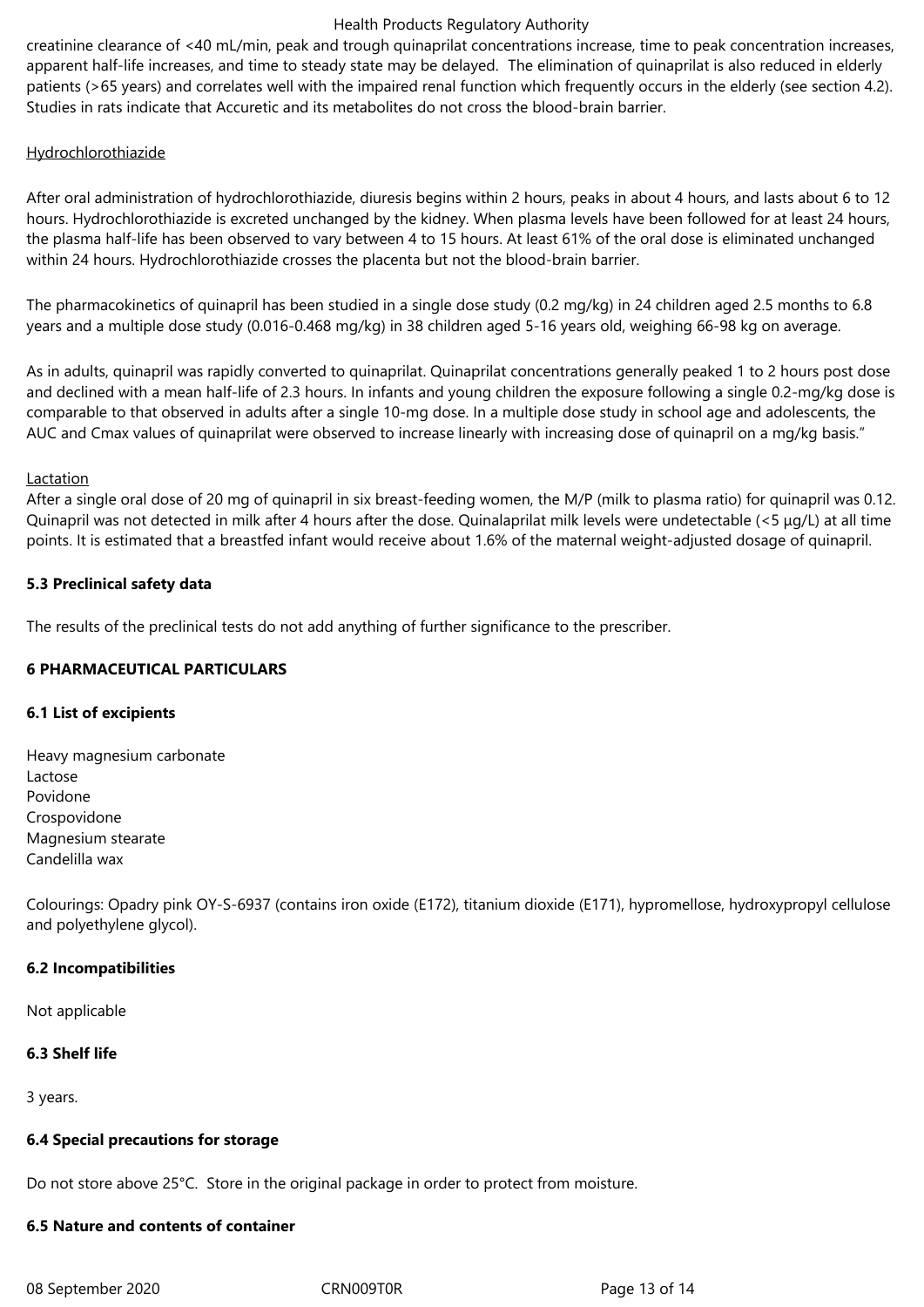creatinine clearance of <40 mL/min, peak and trough quinaprilat concentrations increase, time to peak concentration increases, apparent half-life increases, and time to steady state may be delayed. The elimination of quinaprilat is also reduced in elderly patients (>65 years) and correlates well with the impaired renal function which frequently occurs in the elderly (see section 4.2). Studies in rats indicate that Accuretic and its metabolites do not cross the blood-brain barrier.

Hydrochlorothiazide

After oral administration of hydrochlorothiazide, diuresis begins within 2 hours, peaks in about 4 hours, and lasts about 6 to 12 hours. Hydrochlorothiazide is excreted unchanged by the kidney. When plasma levels have been followed for at least 24 hours, the plasma half-life has been observed to vary between 4 to 15 hours. At least 61% of the oral dose is eliminated unchanged within 24 hours. Hydrochlorothiazide crosses the placenta but not the blood-brain barrier.

The pharmacokinetics of quinapril has been studied in a single dose study (0.2 mg/kg) in 24 children aged 2.5 months to 6.8 years and a multiple dose study (0.016-0.468 mg/kg) in 38 children aged 5-16 years old, weighing 66-98 kg on average.

As in adults, quinapril was rapidly converted to quinaprilat. Quinaprilat concentrations generally peaked 1 to 2 hours post dose and declined with a mean half-life of 2.3 hours. In infants and young children the exposure following a single 0.2-mg/kg dose is comparable to that observed in adults after a single 10-mg dose. In a multiple dose study in school age and adolescents, the AUC and Cmax values of quinaprilat were observed to increase linearly with increasing dose of quinapril on a mg/kg basis."

Lactation

After a single oral dose of 20 mg of quinapril in six breast-feeding women, the M/P (milk to plasma ratio) for quinapril was 0.12. Quinapril was not detected in milk after 4 hours after the dose. Quinalaprilat milk levels were undetectable (<5 µg/L) at all time points. It is estimated that a breastfed infant would receive about 1.6% of the maternal weight-adjusted dosage of quinapril.

**5.3 Preclinical safety data**

The results of the preclinical tests do not add anything of further significance to the prescriber.

**6 PHARMACEUTICAL PARTICULARS**

**6.1 List of excipients**

Heavy magnesium carbonate
Lactose
Povidone
Crospovidone
Magnesium stearate
Candelilla wax

Colourings: Opadry pink OY-S-6937 (contains iron oxide (E172), titanium dioxide (E171), hypromellose, hydroxypropyl cellulose and polyethylene glycol).

**6.2 Incompatibilities**

Not applicable

**6.3 Shelf life**

3 years.

**6.4 Special precautions for storage**

Do not store above 25°C. Store in the original package in order to protect from moisture.

**6.5 Nature and contents of container**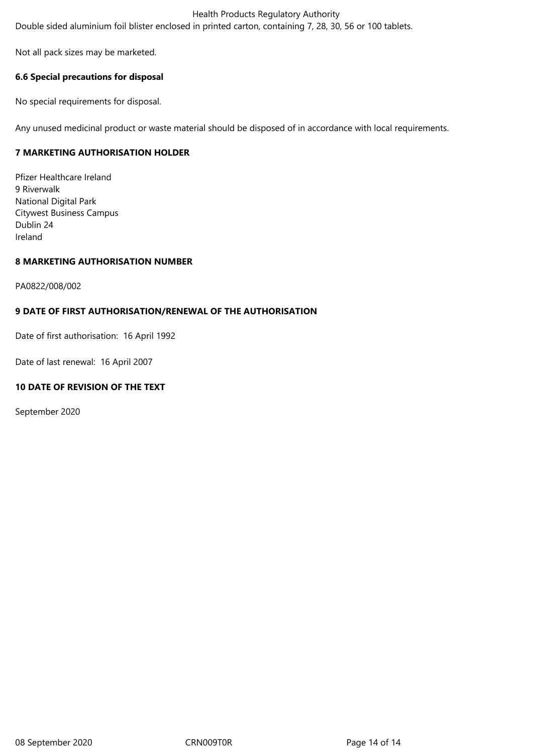Double sided aluminium foil blister enclosed in printed carton, containing 7, 28, 30, 56 or 100 tablets.

Not all pack sizes may be marketed.

### 6.6 Special precautions for disposal

No special requirements for disposal.

Any unused medicinal product or waste material should be disposed of in accordance with local requirements.

## 7 MARKETING AUTHORISATION HOLDER

Pfizer Healthcare Ireland
9 Riverwalk
National Digital Park
Citywest Business Campus
Dublin 24
Ireland

## 8 MARKETING AUTHORISATION NUMBER

PA0822/008/002

## 9 DATE OF FIRST AUTHORISATION/RENEWAL OF THE AUTHORISATION

Date of first authorisation: 16 April 1992

Date of last renewal: 16 April 2007

## 10 DATE OF REVISION OF THE TEXT

September 2020